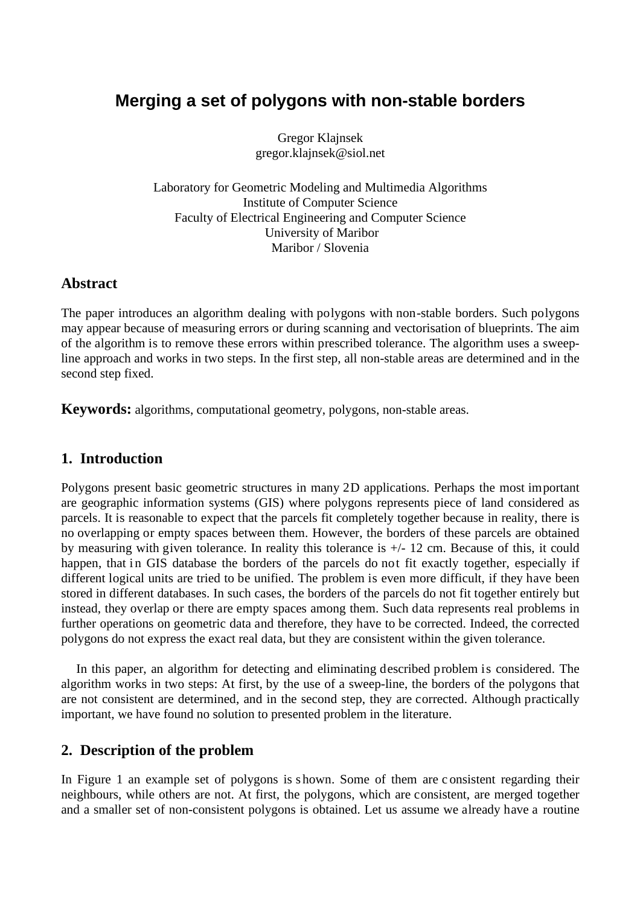# Merging a set of polygons with non-stable borders

Gregor Klajnsek
gregor.klajnsek@siol.net

Laboratory for Geometric Modeling and Multimedia Algorithms
Institute of Computer Science
Faculty of Electrical Engineering and Computer Science
University of Maribor
Maribor / Slovenia

## Abstract

The paper introduces an algorithm dealing with polygons with non-stable borders. Such polygons may appear because of measuring errors or during scanning and vectorisation of blueprints. The aim of the algorithm is to remove these errors within prescribed tolerance. The algorithm uses a sweep-line approach and works in two steps. In the first step, all non-stable areas are determined and in the second step fixed.

**Keywords:** algorithms, computational geometry, polygons, non-stable areas.

## 1. Introduction

Polygons present basic geometric structures in many 2D applications. Perhaps the most important are geographic information systems (GIS) where polygons represents piece of land considered as parcels. It is reasonable to expect that the parcels fit completely together because in reality, there is no overlapping or empty spaces between them. However, the borders of these parcels are obtained by measuring with given tolerance. In reality this tolerance is +/- 12 cm. Because of this, it could happen, that in GIS database the borders of the parcels do not fit exactly together, especially if different logical units are tried to be unified. The problem is even more difficult, if they have been stored in different databases. In such cases, the borders of the parcels do not fit together entirely but instead, they overlap or there are empty spaces among them. Such data represents real problems in further operations on geometric data and therefore, they have to be corrected. Indeed, the corrected polygons do not express the exact real data, but they are consistent within the given tolerance.

In this paper, an algorithm for detecting and eliminating described problem is considered. The algorithm works in two steps: At first, by the use of a sweep-line, the borders of the polygons that are not consistent are determined, and in the second step, they are corrected. Although practically important, we have found no solution to presented problem in the literature.

## 2. Description of the problem

In Figure 1 an example set of polygons is shown. Some of them are consistent regarding their neighbours, while others are not. At first, the polygons, which are consistent, are merged together and a smaller set of non-consistent polygons is obtained. Let us assume we already have a routine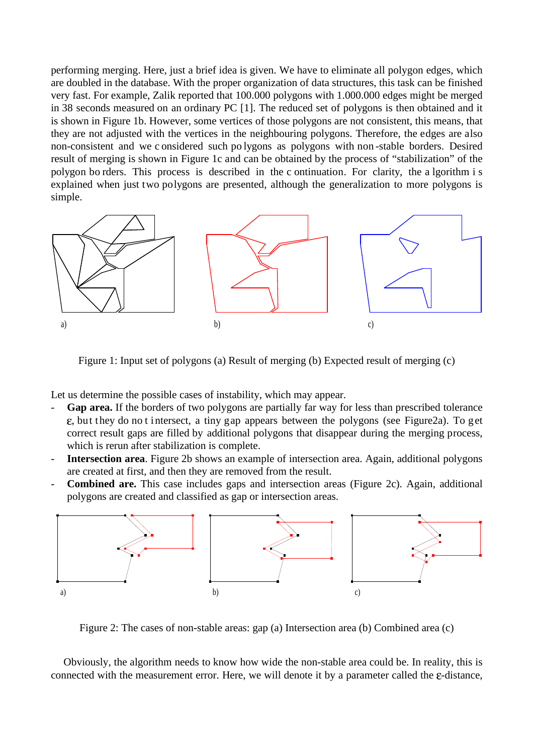performing merging. Here, just a brief idea is given. We have to eliminate all polygon edges, which are doubled in the database. With the proper organization of data structures, this task can be finished very fast. For example, Zalik reported that 100.000 polygons with 1.000.000 edges might be merged in 38 seconds measured on an ordinary PC [1]. The reduced set of polygons is then obtained and it is shown in Figure 1b. However, some vertices of those polygons are not consistent, this means, that they are not adjusted with the vertices in the neighbouring polygons. Therefore, the edges are also non-consistent and we considered such polygons as polygons with non-stable borders. Desired result of merging is shown in Figure 1c and can be obtained by the process of "stabilization" of the polygon borders. This process is described in the continuation. For clarity, the algorithm is explained when just two polygons are presented, although the generalization to more polygons is simple.

a) b) c)

Figure 1: Input set of polygons (a) Result of merging (b) Expected result of merging (c)

Let us determine the possible cases of instability, which may appear.

- **Gap area.** If the borders of two polygons are partially far way for less than prescribed tolerance $\varepsilon$, but they do not intersect, a tiny gap appears between the polygons (see Figure2a). To get correct result gaps are filled by additional polygons that disappear during the merging process, which is rerun after stabilization is complete.
- **Intersection area**. Figure 2b shows an example of intersection area. Again, additional polygons are created at first, and then they are removed from the result.
- **Combined are.** This case includes gaps and intersection areas (Figure 2c). Again, additional polygons are created and classified as gap or intersection areas.

a) b) c)

Figure 2: The cases of non-stable areas: gap (a) Intersection area (b) Combined area (c)

Obviously, the algorithm needs to know how wide the non-stable area could be. In reality, this is connected with the measurement error. Here, we will denote it by a parameter called the $\varepsilon$-distance,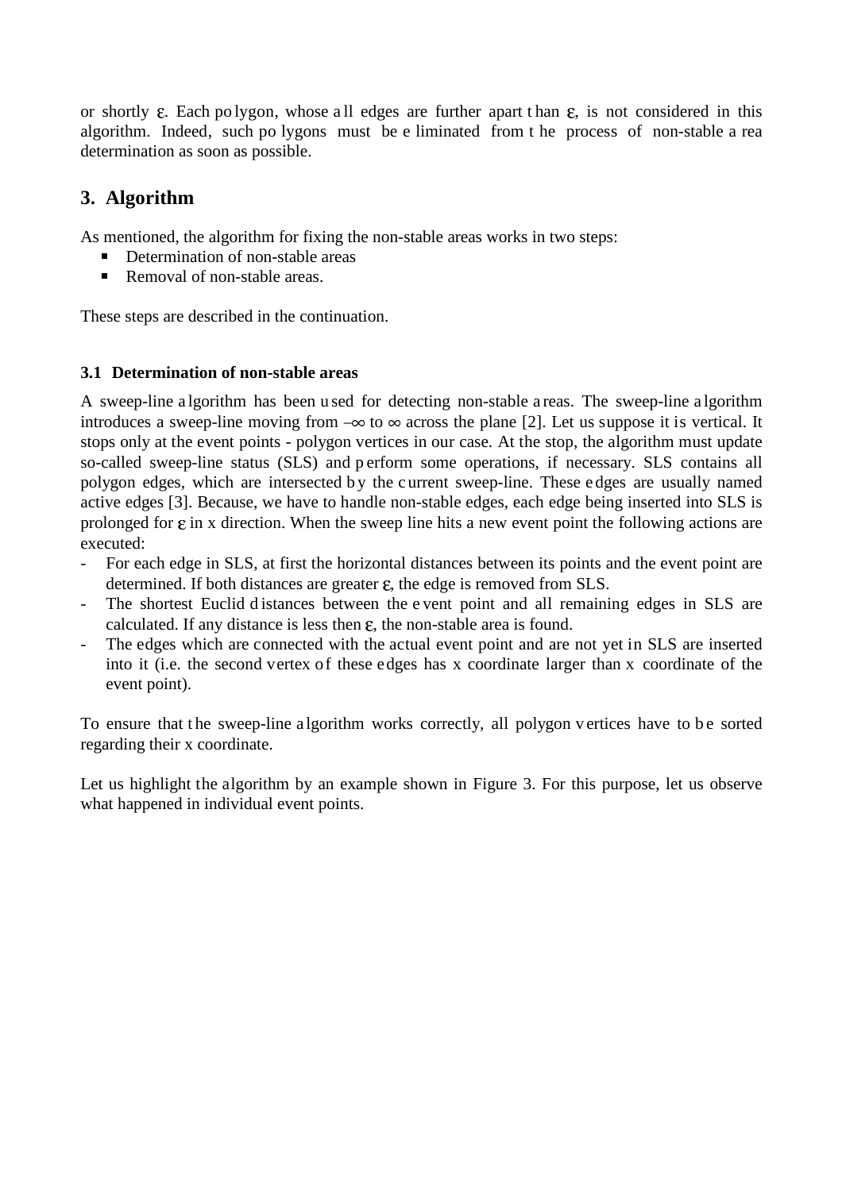or shortly $\varepsilon$. Each polygon, whose all edges are further apart than $\varepsilon$, is not considered in this algorithm. Indeed, such polygons must be eliminated from the process of non-stable area determination as soon as possible.

## 3. Algorithm

As mentioned, the algorithm for fixing the non-stable areas works in two steps:

- Determination of non-stable areas
- Removal of non-stable areas.

These steps are described in the continuation.

### 3.1 Determination of non-stable areas

A sweep-line algorithm has been used for detecting non-stable areas. The sweep-line algorithm introduces a sweep-line moving from $-\infty$ to $\infty$ across the plane [2]. Let us suppose it is vertical. It stops only at the event points - polygon vertices in our case. At the stop, the algorithm must update so-called sweep-line status (SLS) and perform some operations, if necessary. SLS contains all polygon edges, which are intersected by the current sweep-line. These edges are usually named active edges [3]. Because, we have to handle non-stable edges, each edge being inserted into SLS is prolonged for $\varepsilon$ in x direction. When the sweep line hits a new event point the following actions are executed:

- For each edge in SLS, at first the horizontal distances between its points and the event point are determined. If both distances are greater $\varepsilon$, the edge is removed from SLS.
- The shortest Euclid distances between the event point and all remaining edges in SLS are calculated. If any distance is less then $\varepsilon$, the non-stable area is found.
- The edges which are connected with the actual event point and are not yet in SLS are inserted into it (i.e. the second vertex of these edges has x coordinate larger than x coordinate of the event point).

To ensure that the sweep-line algorithm works correctly, all polygon vertices have to be sorted regarding their x coordinate.

Let us highlight the algorithm by an example shown in Figure 3. For this purpose, let us observe what happened in individual event points.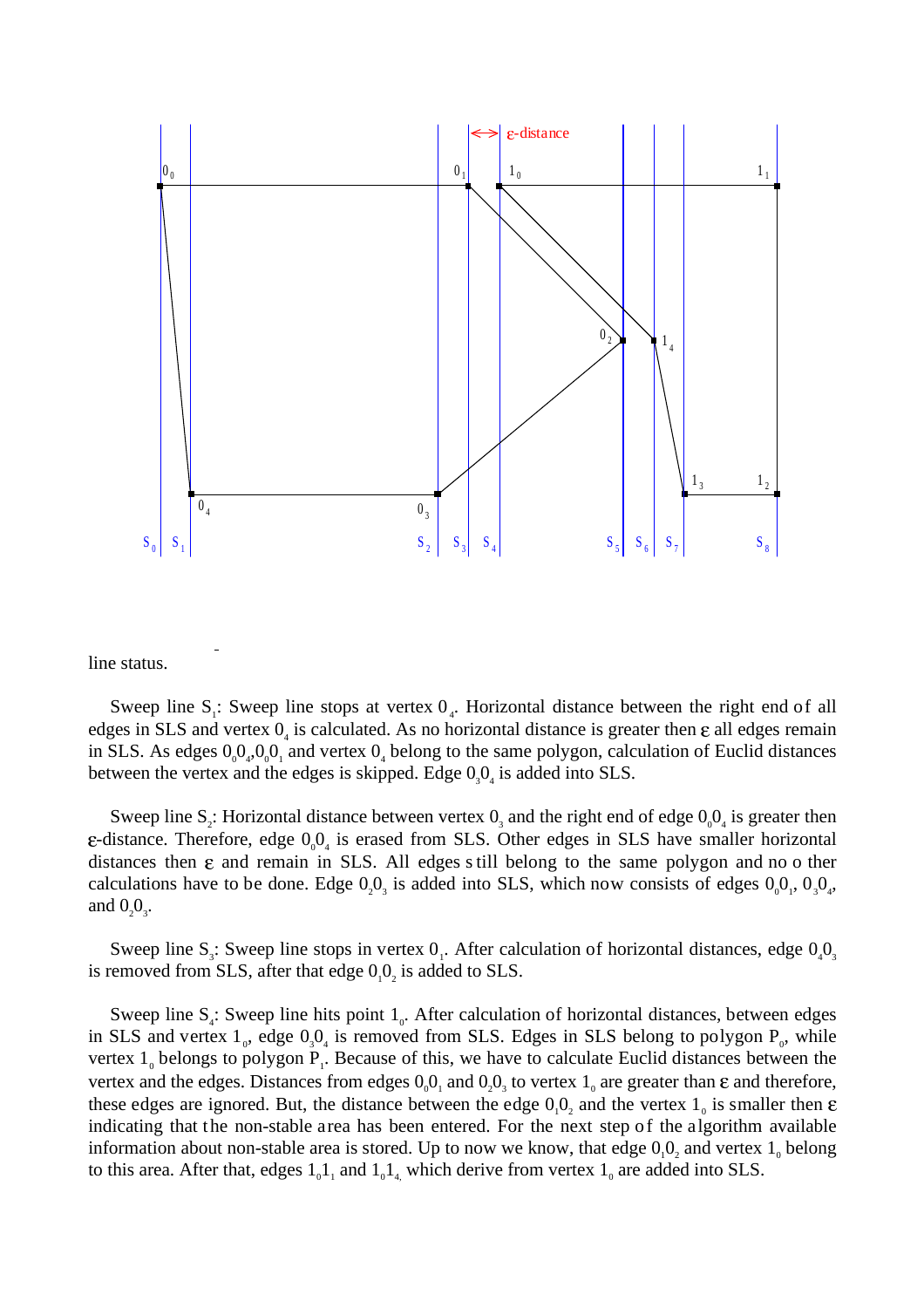line status.

Sweep line $S_1$: Sweep line stops at vertex $0_4$. Horizontal distance between the right end of all edges in SLS and vertex $0_4$ is calculated. As no horizontal distance is greater then ε all edges remain in SLS. As edges $0_0 0_4$, $0_0 0_1$ and vertex $0_4$ belong to the same polygon, calculation of Euclid distances between the vertex and the edges is skipped. Edge $0_3 0_4$ is added into SLS.

Sweep line $S_2$: Horizontal distance between vertex $0_3$ and the right end of edge $0_0 0_4$ is greater then ε-distance. Therefore, edge $0_0 0_4$ is erased from SLS. Other edges in SLS have smaller horizontal distances then ε and remain in SLS. All edges still belong to the same polygon and no other calculations have to be done. Edge $0_2 0_3$ is added into SLS, which now consists of edges $0_0 0_1$, $0_3 0_4$, and $0_2 0_3$.

Sweep line $S_3$: Sweep line stops in vertex $0_1$. After calculation of horizontal distances, edge $0_4 0_3$ is removed from SLS, after that edge $0_1 0_2$ is added to SLS.

Sweep line $S_4$: Sweep line hits point $1_0$. After calculation of horizontal distances, between edges in SLS and vertex $1_0$, edge $0_3 0_4$ is removed from SLS. Edges in SLS belong to polygon $P_0$, while vertex $1_0$ belongs to polygon $P_1$. Because of this, we have to calculate Euclid distances between the vertex and the edges. Distances from edges $0_0 0_1$ and $0_2 0_3$ to vertex $1_0$ are greater than ε and therefore, these edges are ignored. But, the distance between the edge $0_1 0_2$ and the vertex $1_0$ is smaller then ε indicating that the non-stable area has been entered. For the next step of the algorithm available information about non-stable area is stored. Up to now we know, that edge $0_1 0_2$ and vertex $1_0$ belong to this area. After that, edges $1_0 1_1$ and $1_0 1_4$ which derive from vertex $1_0$ are added into SLS.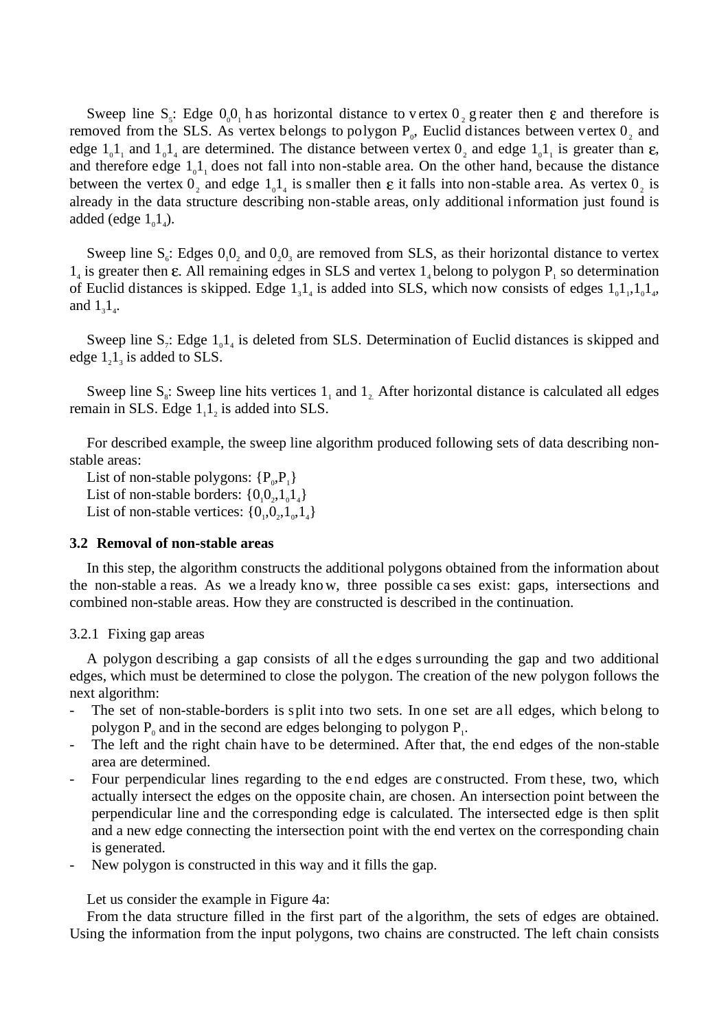Sweep line $S_5$: Edge $0_0 0_1$ has horizontal distance to vertex $0_2$ greater then $\varepsilon$ and therefore is removed from the SLS. As vertex belongs to polygon $P_0$, Euclid distances between vertex $0_2$ and edge $1_0 1_1$ and $1_0 1_4$ are determined. The distance between vertex $0_2$ and edge $1_0 1_1$ is greater than $\varepsilon$, and therefore edge $1_0 1_1$ does not fall into non-stable area. On the other hand, because the distance between the vertex $0_2$ and edge $1_0 1_4$ is smaller then $\varepsilon$ it falls into non-stable area. As vertex $0_2$ is already in the data structure describing non-stable areas, only additional information just found is added (edge $1_0 1_4$).

Sweep line $S_6$: Edges $0_1 0_2$ and $0_2 0_3$ are removed from SLS, as their horizontal distance to vertex $1_4$ is greater then $\varepsilon$. All remaining edges in SLS and vertex $1_4$ belong to polygon $P_1$ so determination of Euclid distances is skipped. Edge $1_3 1_4$ is added into SLS, which now consists of edges $1_0 1_1$, $1_0 1_4$, and $1_3 1_4$.

Sweep line $S_7$: Edge $1_0 1_4$ is deleted from SLS. Determination of Euclid distances is skipped and edge $1_2 1_3$ is added to SLS.

Sweep line $S_8$: Sweep line hits vertices $1_1$ and $1_2$. After horizontal distance is calculated all edges remain in SLS. Edge $1_1 1_2$ is added into SLS.

For described example, the sweep line algorithm produced following sets of data describing non-stable areas:

List of non-stable polygons: $\{P_0, P_1\}$
List of non-stable borders: $\{0_1 0_2, 1_0 1_4\}$
List of non-stable vertices: $\{0_1, 0_2, 1_0, 1_4\}$

### 3.2 Removal of non-stable areas

In this step, the algorithm constructs the additional polygons obtained from the information about the non-stable areas. As we already know, three possible cases exist: gaps, intersections and combined non-stable areas. How they are constructed is described in the continuation.

#### 3.2.1 Fixing gap areas

A polygon describing a gap consists of all the edges surrounding the gap and two additional edges, which must be determined to close the polygon. The creation of the new polygon follows the next algorithm:

- The set of non-stable-borders is split into two sets. In one set are all edges, which belong to polygon $P_0$ and in the second are edges belonging to polygon $P_1$.
- The left and the right chain have to be determined. After that, the end edges of the non-stable area are determined.
- Four perpendicular lines regarding to the end edges are constructed. From these, two, which actually intersect the edges on the opposite chain, are chosen. An intersection point between the perpendicular line and the corresponding edge is calculated. The intersected edge is then split and a new edge connecting the intersection point with the end vertex on the corresponding chain is generated.
- New polygon is constructed in this way and it fills the gap.

Let us consider the example in Figure 4a:

From the data structure filled in the first part of the algorithm, the sets of edges are obtained. Using the information from the input polygons, two chains are constructed. The left chain consists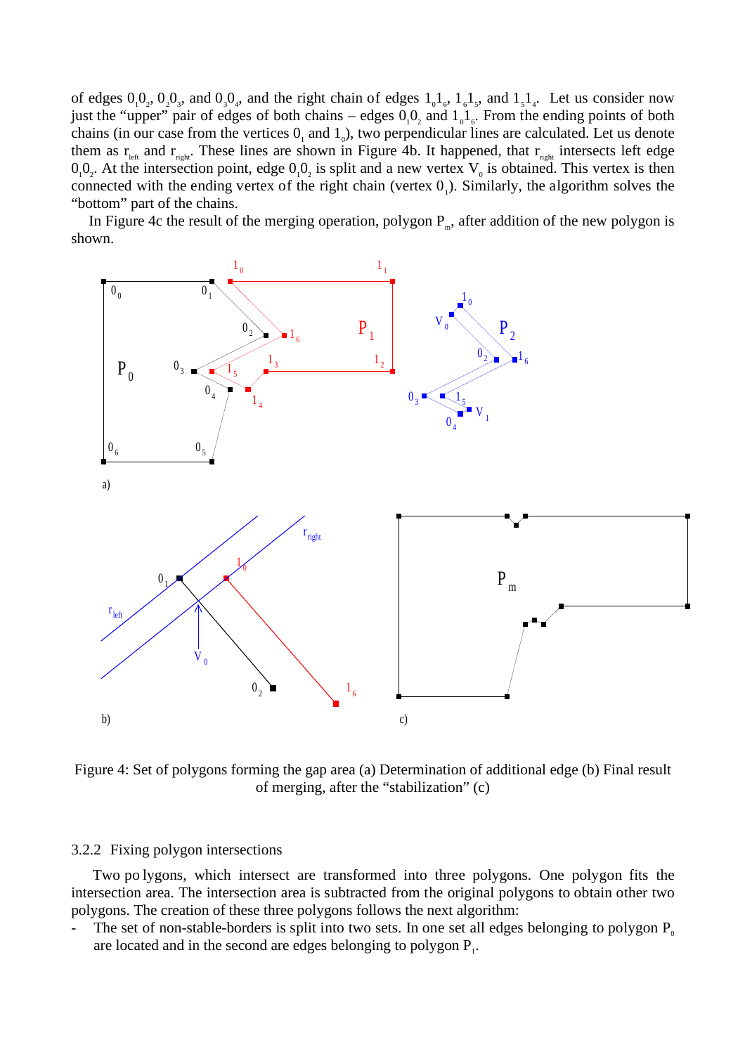of edges $0_10_2$, $0_20_3$, and $0_30_4$, and the right chain of edges $1_01_6$, $1_61_5$, and $1_51_4$. Let us consider now just the "upper" pair of edges of both chains – edges $0_10_2$ and $1_01_6$. From the ending points of both chains (in our case from the vertices $0_1$ and $1_0$), two perpendicular lines are calculated. Let us denote them as $r_{left}$ and $r_{right}$. These lines are shown in Figure 4b. It happened, that $r_{right}$ intersects left edge $0_10_2$. At the intersection point, edge $0_10_2$ is split and a new vertex $V_0$ is obtained. This vertex is then connected with the ending vertex of the right chain (vertex $0_1$). Similarly, the algorithm solves the "bottom" part of the chains.

In Figure 4c the result of the merging operation, polygon $P_m$, after addition of the new polygon is shown.

Figure 4: Set of polygons forming the gap area (a) Determination of additional edge (b) Final result of merging, after the "stabilization" (c)

### 3.2.2 Fixing polygon intersections

Two polygons, which intersect are transformed into three polygons. One polygon fits the intersection area. The intersection area is subtracted from the original polygons to obtain other two polygons. The creation of these three polygons follows the next algorithm:

- The set of non-stable-borders is split into two sets. In one set all edges belonging to polygon $P_0$ are located and in the second are edges belonging to polygon $P_1$.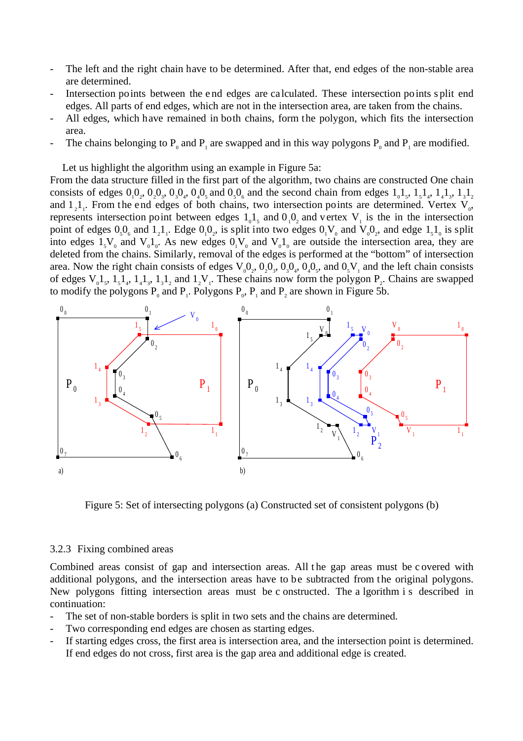- The left and the right chain have to be determined. After that, end edges of the non-stable area are determined.
- Intersection points between the end edges are calculated. These intersection points split end edges. All parts of end edges, which are not in the intersection area, are taken from the chains.
- All edges, which have remained in both chains, form the polygon, which fits the intersection area.
- The chains belonging to $P_0$ and $P_1$ are swapped and in this way polygons $P_0$ and $P_1$ are modified.

Let us highlight the algorithm using an example in Figure 5a:
From the data structure filled in the first part of the algorithm, two chains are constructed One chain consists of edges $0_10_2$, $0_20_3$, $0_30_4$, $0_40_5$ and $0_50_6$ and the second chain from edges $1_01_5$, $1_51_4$, $1_41_3$, $1_31_2$ and $1_21_1$. From the end edges of both chains, two intersection points are determined. Vertex $V_0$, represents intersection point between edges $1_01_5$ and $0_10_2$ and vertex $V_1$ is the in the intersection point of edges $0_50_6$ and $1_21_1$. Edge $0_10_2$, is split into two edges $0_1V_0$ and $V_00_2$, and edge $1_51_0$ is split into edges $1_5V_0$ and $V_01_0$. As new edges $0_1V_0$ and $V_01_0$ are outside the intersection area, they are deleted from the chains. Similarly, removal of the edges is performed at the "bottom" of intersection area. Now the right chain consists of edges $V_00_2$, $0_20_3$, $0_30_4$, $0_40_5$, and $0_5V_1$ and the left chain consists of edges $V_01_5$, $1_51_4$, $1_41_3$, $1_31_2$ and $1_2V_1$. These chains now form the polygon $P_2$. Chains are swapped to modify the polygons $P_0$ and $P_1$. Polygons $P_0$, $P_1$ and $P_2$ are shown in Figure 5b.

Figure 5: Set of intersecting polygons (a) Constructed set of consistent polygons (b)

### 3.2.3 Fixing combined areas

Combined areas consist of gap and intersection areas. All the gap areas must be covered with additional polygons, and the intersection areas have to be subtracted from the original polygons. New polygons fitting intersection areas must be constructed. The algorithm is described in continuation:

- The set of non-stable borders is split in two sets and the chains are determined.
- Two corresponding end edges are chosen as starting edges.
- If starting edges cross, the first area is intersection area, and the intersection point is determined. If end edges do not cross, first area is the gap area and additional edge is created.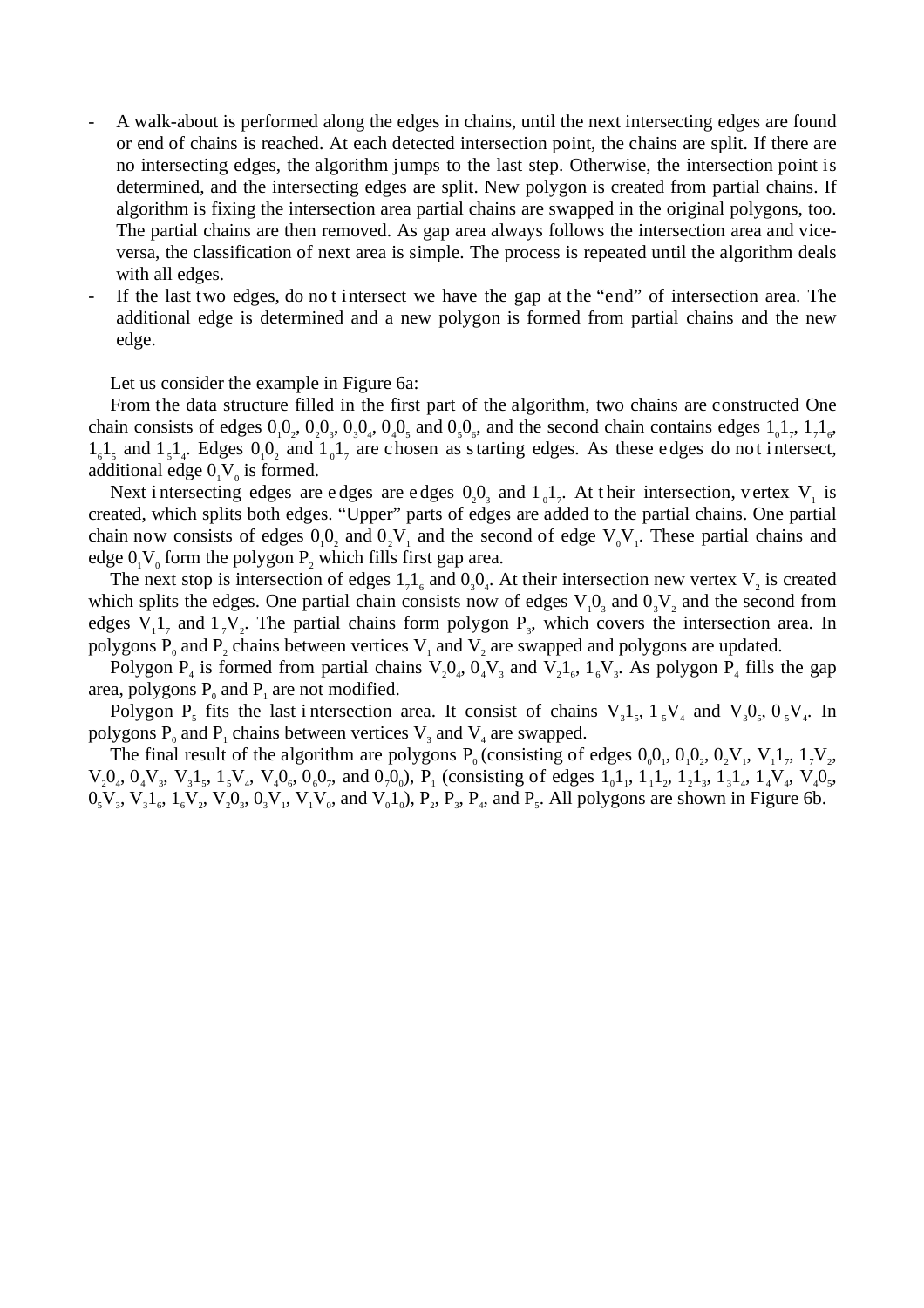- A walk-about is performed along the edges in chains, until the next intersecting edges are found or end of chains is reached. At each detected intersection point, the chains are split. If there are no intersecting edges, the algorithm jumps to the last step. Otherwise, the intersection point is determined, and the intersecting edges are split. New polygon is created from partial chains. If algorithm is fixing the intersection area partial chains are swapped in the original polygons, too. The partial chains are then removed. As gap area always follows the intersection area and vice-versa, the classification of next area is simple. The process is repeated until the algorithm deals with all edges.
- If the last two edges, do not intersect we have the gap at the "end" of intersection area. The additional edge is determined and a new polygon is formed from partial chains and the new edge.

Let us consider the example in Figure 6a:

From the data structure filled in the first part of the algorithm, two chains are constructed One chain consists of edges $0_10_2$, $0_20_3$, $0_30_4$, $0_40_5$ and $0_50_6$, and the second chain contains edges $1_01_7$, $1_71_6$, $1_61_5$ and $1_51_4$. Edges $0_10_2$ and $1_01_7$ are chosen as starting edges. As these edges do not intersect, additional edge $0_1V_0$ is formed.

Next intersecting edges are edges are edges $0_20_3$ and $1_01_7$. At their intersection, vertex $V_1$ is created, which splits both edges. "Upper" parts of edges are added to the partial chains. One partial chain now consists of edges $0_10_2$ and $0_2V_1$ and the second of edge $V_0V_1$. These partial chains and edge $0_1V_0$ form the polygon $P_2$ which fills first gap area.

The next stop is intersection of edges $1_71_6$ and $0_30_4$. At their intersection new vertex $V_2$ is created which splits the edges. One partial chain consists now of edges $V_10_3$ and $0_3V_2$ and the second from edges $V_11_7$ and $1_7V_2$. The partial chains form polygon $P_3$, which covers the intersection area. In polygons $P_0$ and $P_2$ chains between vertices $V_1$ and $V_2$ are swapped and polygons are updated.

Polygon $P_4$ is formed from partial chains $V_20_4$, $0_4V_3$ and $V_21_6$, $1_6V_3$. As polygon $P_4$ fills the gap area, polygons $P_0$ and $P_1$ are not modified.

Polygon $P_5$ fits the last intersection area. It consist of chains $V_31_5$, $1_5V_4$ and $V_30_5$, $0_5V_4$. In polygons $P_0$ and $P_1$ chains between vertices $V_3$ and $V_4$ are swapped.

The final result of the algorithm are polygons $P_0$ (consisting of edges $0_00_1$, $0_10_2$, $0_2V_1$, $V_11_7$, $1_7V_2$, $V_20_4$, $0_4V_3$, $V_31_5$, $1_5V_4$, $V_40_6$, $0_60_7$, and $0_70_0$), $P_1$ (consisting of edges $1_01_1$, $1_11_2$, $1_21_3$, $1_31_4$, $1_4V_4$, $V_40_5$, $0_5V_3$, $V_31_6$, $1_6V_2$, $V_20_3$, $0_3V_1$, $V_1V_0$, and $V_01_0$), $P_2$, $P_3$, $P_4$, and $P_5$. All polygons are shown in Figure 6b.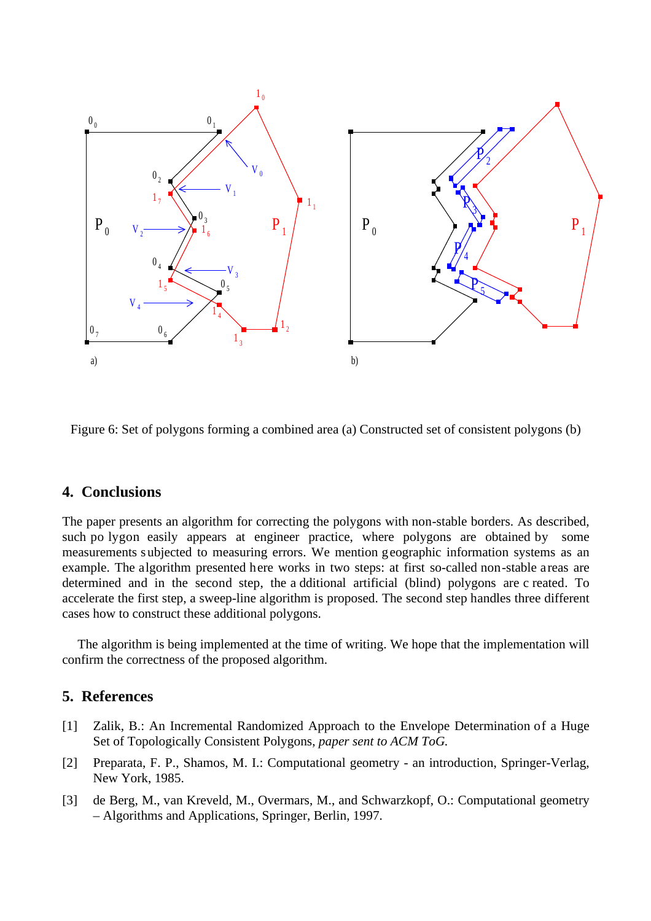Figure 6: Set of polygons forming a combined area (a) Constructed set of consistent polygons (b)

## 4. Conclusions

The paper presents an algorithm for correcting the polygons with non-stable borders. As described, such polygon easily appears at engineer practice, where polygons are obtained by some measurements subjected to measuring errors. We mention geographic information systems as an example. The algorithm presented here works in two steps: at first so-called non-stable areas are determined and in the second step, the additional artificial (blind) polygons are created. To accelerate the first step, a sweep-line algorithm is proposed. The second step handles three different cases how to construct these additional polygons.

The algorithm is being implemented at the time of writing. We hope that the implementation will confirm the correctness of the proposed algorithm.

## 5. References

[1] Zalik, B.: An Incremental Randomized Approach to the Envelope Determination of a Huge Set of Topologically Consistent Polygons, *paper sent to ACM ToG.*

[2] Preparata, F. P., Shamos, M. I.: Computational geometry - an introduction, Springer-Verlag, New York, 1985.

[3] de Berg, M., van Kreveld, M., Overmars, M., and Schwarzkopf, O.: Computational geometry – Algorithms and Applications, Springer, Berlin, 1997.